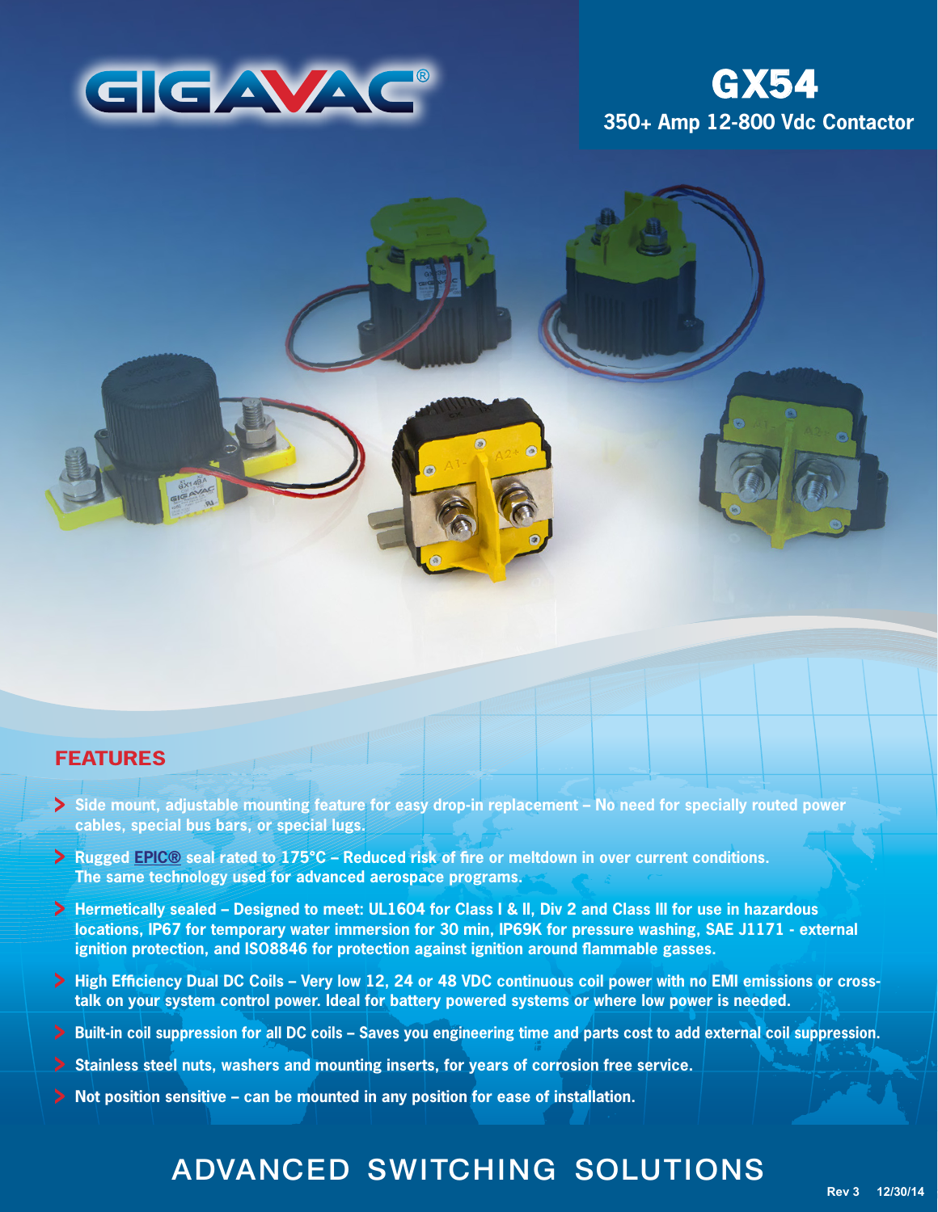# GIGAVAC®

## GX54

**350+ Amp 12-800 Vdc Contactor**

## FEATURES

- **Side mount, adjustable mounting feature for easy drop-in replacement – No need for specially routed power cables, special bus bars, or special lugs.**
- **Rugged EPIC® seal rated to 175°C – Reduced risk of fire or meltdown in over current conditions. The same technology used for advanced aerospace programs.**
- **Hermetically sealed – Designed to meet: UL1604 for Class I & II, Div 2 and Class III for use in hazardous locations, IP67 for temporary water immersion for 30 min, IP69K for pressure washing, SAE J1171 - external ignition protection, and ISO8846 for protection against ignition around flammable gasses.**
- **High Efficiency Dual DC Coils – Very low 12, 24 or 48 VDC continuous coil power with no EMI emissions or cross-talk on your system control power. Ideal for battery powered systems or where low power is needed.**
- **Built-in coil suppression for all DC coils – Saves you engineering time and parts cost to add external coil suppression.**
- **Stainless steel nuts, washers and mounting inserts, for years of corrosion free service.**
- **Not position sensitive – can be mounted in any position for ease of installation.**

ADVANCED SWITCHING SOLUTIONS

Rev 3 12/30/14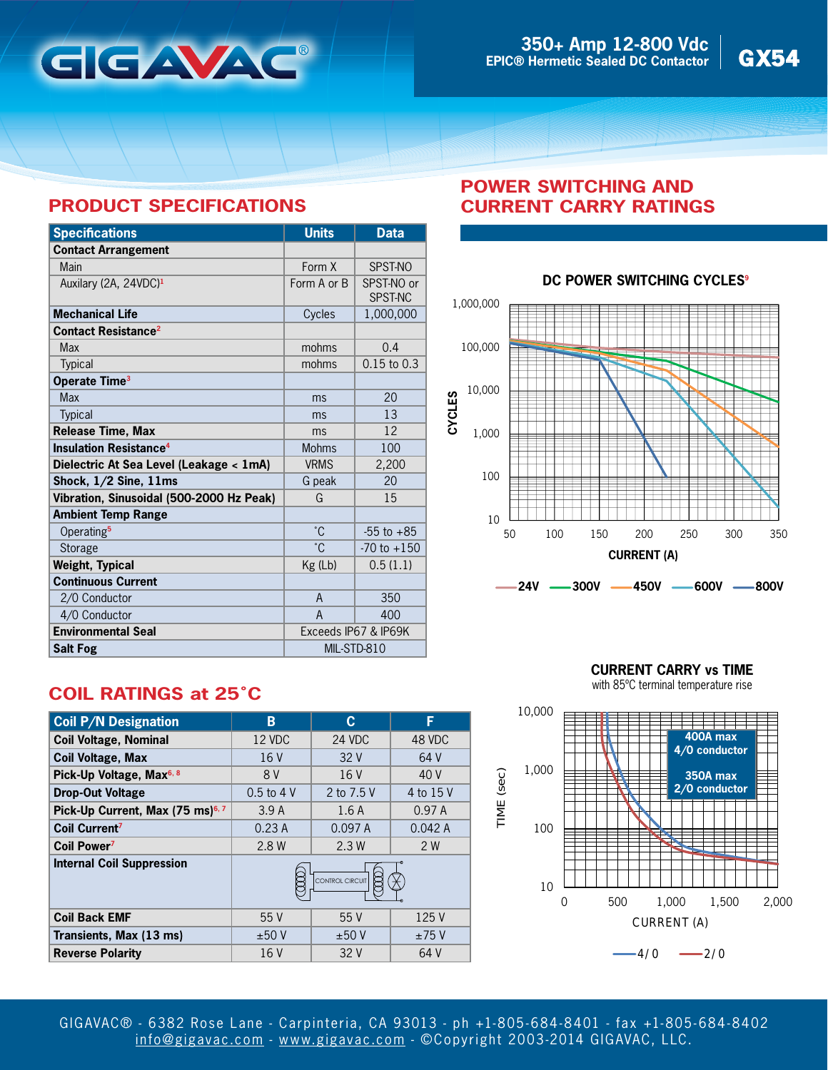# GIGAVAC®

**350+ Amp 12-800 Vdc**
**EPIC® Hermetic Sealed DC Contactor**
**GX54**

## PRODUCT SPECIFICATIONS

| Specifications | Units | Data |
|---|---|---|
| **Contact Arrangement** | | |
| Main | Form X | SPST-NO |
| Auxilary (2A, 24VDC)[1] | Form A or B | SPST-NO or SPST-NC |
| **Mechanical Life** | Cycles | 1,000,000 |
| **Contact Resistance**[2] | | |
| Max | mohms | 0.4 |
| Typical | mohms | 0.15 to 0.3 |
| **Operate Time**[3] | | |
| Max | ms | 20 |
| Typical | ms | 13 |
| **Release Time, Max** | ms | 12 |
| **Insulation Resistance**[4] | Mohms | 100 |
| **Dielectric At Sea Level (Leakage < 1mA)** | VRMS | 2,200 |
| **Shock, 1/2 Sine, 11ms** | G peak | 20 |
| **Vibration, Sinusoidal (500-2000 Hz Peak)** | G | 15 |
| **Ambient Temp Range** | | |
| Operating[5] | ˚C | -55 to +85 |
| Storage | ˚C | -70 to +150 |
| **Weight, Typical** | Kg (Lb) | 0.5 (1.1) |
| **Continuous Current** | | |
| 2/0 Conductor | A | 350 |
| 4/0 Conductor | A | 400 |
| **Environmental Seal** | Exceeds IP67 & IP69K | |
| **Salt Fog** | MIL-STD-810 | |

## COIL RATINGS at 25˚C

| Coil P/N Designation | B | C | F |
|---|---|---|---|
| **Coil Voltage, Nominal** | 12 VDC | 24 VDC | 48 VDC |
| **Coil Voltage, Max** | 16 V | 32 V | 64 V |
| **Pick-Up Voltage, Max**[6, 8] | 8 V | 16 V | 40 V |
| **Drop-Out Voltage** | 0.5 to 4 V | 2 to 7.5 V | 4 to 15 V |
| **Pick-Up Current, Max (75 ms)**[6, 7] | 3.9 A | 1.6 A | 0.97 A |
| **Coil Current**[7] | 0.23 A | 0.097 A | 0.042 A |
| **Coil Power**[7] | 2.8 W | 2.3 W | 2 W |
| **Internal Coil Suppression** | CONTROL CIRCUIT | | |
| **Coil Back EMF** | 55 V | 55 V | 125 V |
| **Transients, Max (13 ms)** | ±50 V | ±50 V | ±75 V |
| **Reverse Polarity** | 16 V | 32 V | 64 V |

## POWER SWITCHING AND CURRENT CARRY RATINGS

**DC POWER SWITCHING CYCLES**[9]

CYCLES (10 – 1,000,000) vs CURRENT (A) (50 – 350)

24V, 300V, 450V, 600V, 800V

**CURRENT CARRY vs TIME**
with 85ºC terminal temperature rise

TIME (sec) (10 – 10,000) vs CURRENT (A) (0 – 2,000)

400A max 4/0 conductor
350A max 2/0 conductor

4/0, 2/0

GIGAVAC® - 6382 Rose Lane - Carpinteria, CA 93013 - ph +1-805-684-8401 - fax +1-805-684-8402
info@gigavac.com - www.gigavac.com - ©Copyright 2003-2014 GIGAVAC, LLC.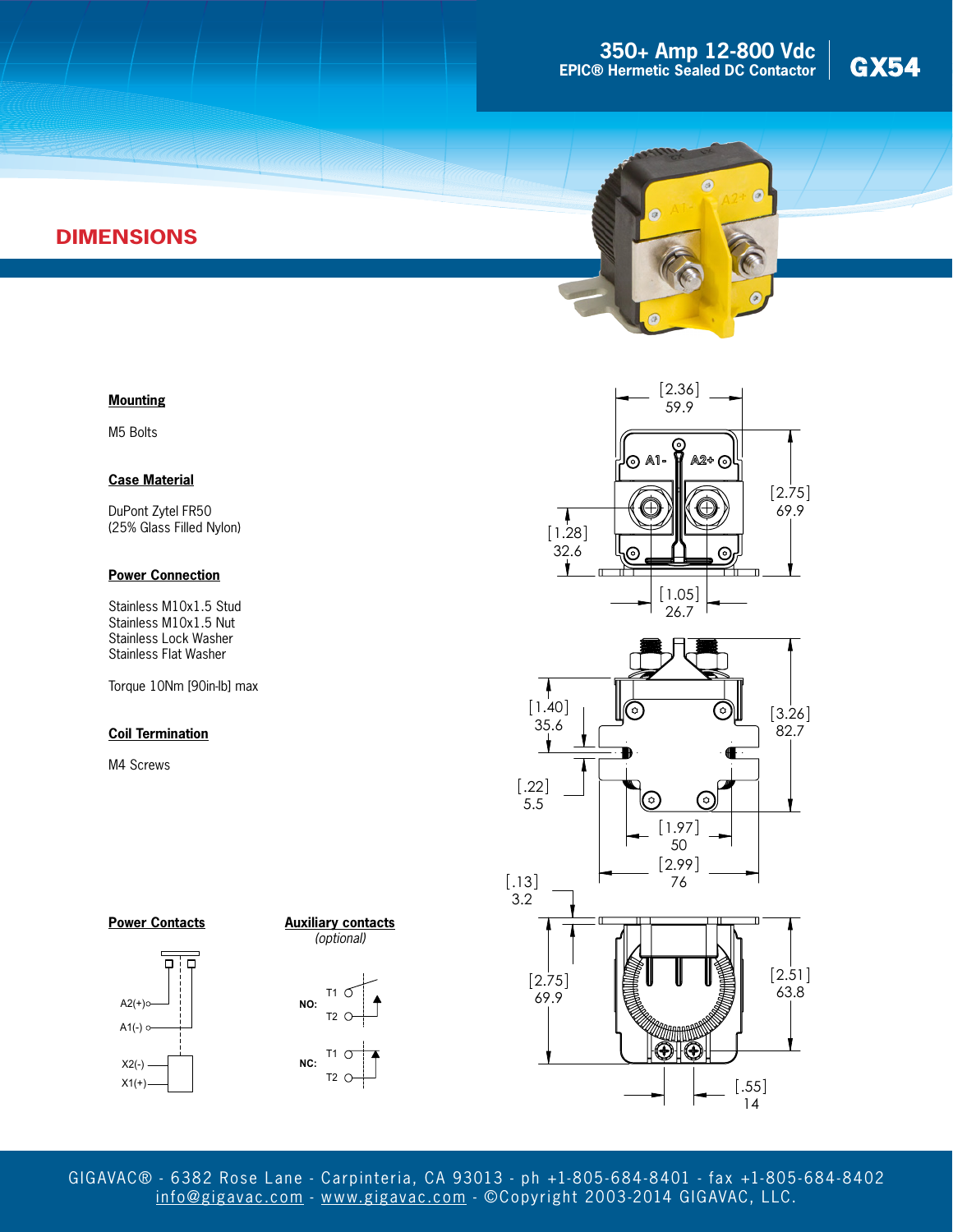## DIMENSIONS

**Mounting**

M5 Bolts

**Case Material**

DuPont Zytel FR50
(25% Glass Filled Nylon)

**Power Connection**

Stainless M10x1.5 Stud
Stainless M10x1.5 Nut
Stainless Lock Washer
Stainless Flat Washer

Torque 10Nm [90in-lb] max

**Coil Termination**

M4 Screws

**Power Contacts**

A2(+)
A1(-)
X2(-)
X1(+)

**Auxiliary contacts**
*(optional)*

NO: T1, T2

NC: T1, T2

[2.36] 59.9
[2.75] 69.9
[1.28] 32.6
[1.05] 26.7
[1.40] 35.6
[3.26] 82.7
[.22] 5.5
[1.97] 50
[2.99] 76
[.13] 3.2
[2.75] 69.9
[2.51] 63.8
[.55] 14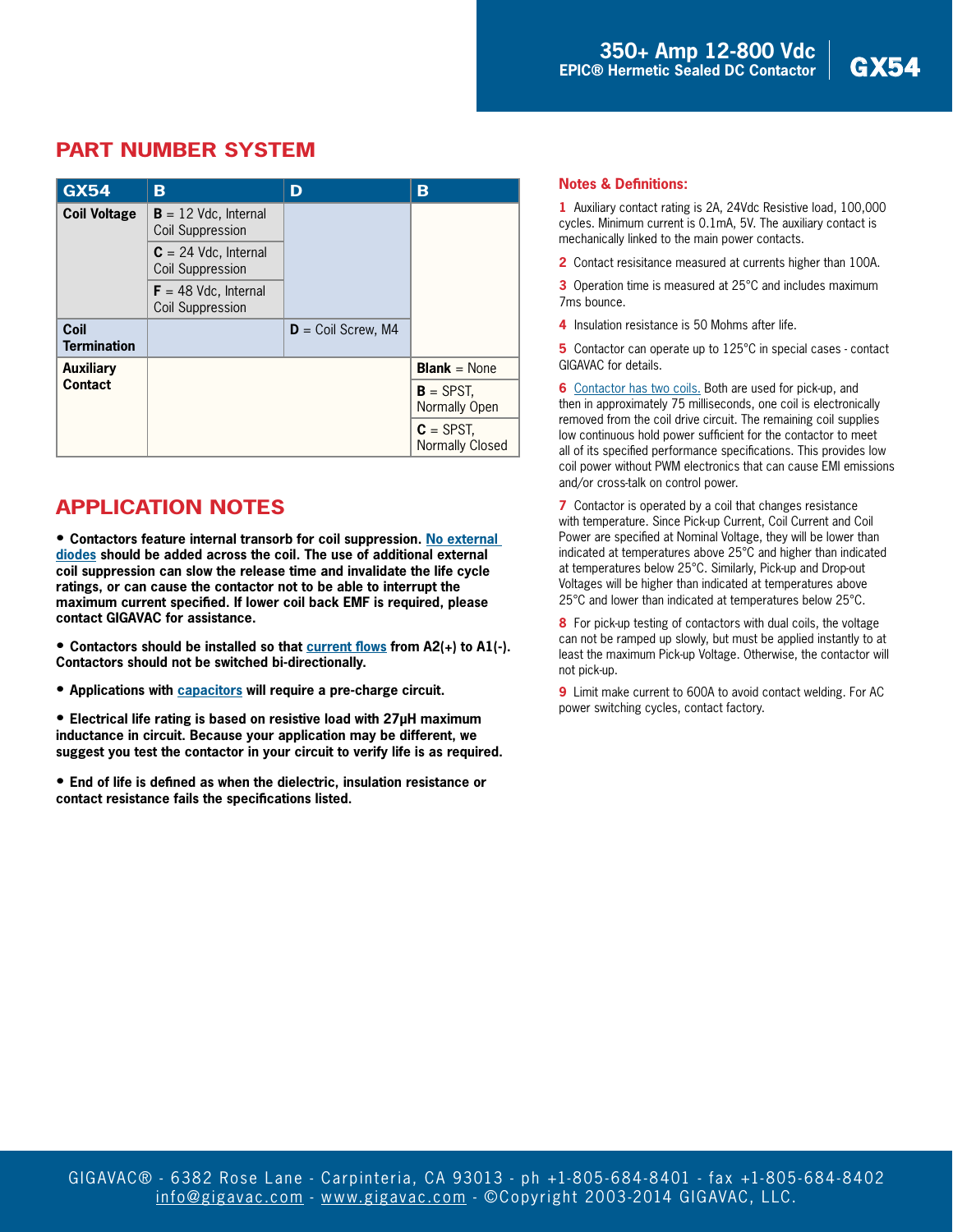## PART NUMBER SYSTEM

| GX54 | B | D | B |
|---|---|---|---|
| **Coil Voltage** | **B** = 12 Vdc, Internal Coil Suppression | | |
| | **C** = 24 Vdc, Internal Coil Suppression | | |
| | **F** = 48 Vdc, Internal Coil Suppression | | |
| **Coil Termination** | | **D** = Coil Screw, M4 | |
| **Auxiliary Contact** | | | **Blank** = None |
| | | | **B** = SPST, Normally Open |
| | | | **C** = SPST, Normally Closed |

## APPLICATION NOTES

- **Contactors feature internal transorb for coil suppression. No external diodes should be added across the coil. The use of additional external coil suppression can slow the release time and invalidate the life cycle ratings, or can cause the contactor not to be able to interrupt the maximum current specified. If lower coil back EMF is required, please contact GIGAVAC for assistance.**

- **Contactors should be installed so that current flows from A2(+) to A1(-). Contactors should not be switched bi-directionally.**

- **Applications with capacitors will require a pre-charge circuit.**

- **Electrical life rating is based on resistive load with 27µH maximum inductance in circuit. Because your application may be different, we suggest you test the contactor in your circuit to verify life is as required.**

- **End of life is defined as when the dielectric, insulation resistance or contact resistance fails the specifications listed.**

### Notes & Definitions:

1 Auxiliary contact rating is 2A, 24Vdc Resistive load, 100,000 cycles. Minimum current is 0.1mA, 5V. The auxiliary contact is mechanically linked to the main power contacts.

2 Contact resisitance measured at currents higher than 100A.

3 Operation time is measured at 25°C and includes maximum 7ms bounce.

4 Insulation resistance is 50 Mohms after life.

5 Contactor can operate up to 125°C in special cases - contact GIGAVAC for details.

6 Contactor has two coils. Both are used for pick-up, and then in approximately 75 milliseconds, one coil is electronically removed from the coil drive circuit. The remaining coil supplies low continuous hold power sufficient for the contactor to meet all of its specified performance specifications. This provides low coil power without PWM electronics that can cause EMI emissions and/or cross-talk on control power.

7 Contactor is operated by a coil that changes resistance with temperature. Since Pick-up Current, Coil Current and Coil Power are specified at Nominal Voltage, they will be lower than indicated at temperatures above 25°C and higher than indicated at temperatures below 25°C. Similarly, Pick-up and Drop-out Voltages will be higher than indicated at temperatures above 25°C and lower than indicated at temperatures below 25°C.

8 For pick-up testing of contactors with dual coils, the voltage can not be ramped up slowly, but must be applied instantly to at least the maximum Pick-up Voltage. Otherwise, the contactor will not pick-up.

9 Limit make current to 600A to avoid contact welding. For AC power switching cycles, contact factory.